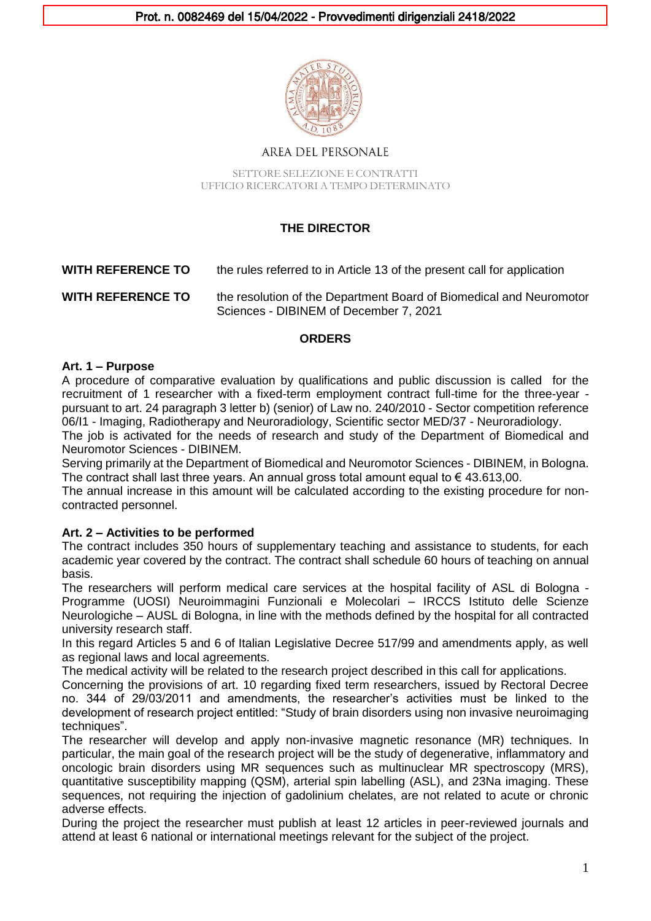Prot. n. 0082469 del 15/04/2022 - Provvedimenti dirigenziali 2418/2022

AREA DEL PERSONALE

SETTORE SELEZIONE E CONTRATTI
UFFICIO RICERCATORI A TEMPO DETERMINATO

**THE DIRECTOR**

**WITH REFERENCE TO** the rules referred to in Article 13 of the present call for application

**WITH REFERENCE TO** the resolution of the Department Board of Biomedical and Neuromotor Sciences - DIBINEM of December 7, 2021

**ORDERS**

**Art. 1 – Purpose**

A procedure of comparative evaluation by qualifications and public discussion is called for the recruitment of 1 researcher with a fixed-term employment contract full-time for the three-year - pursuant to art. 24 paragraph 3 letter b) (senior) of Law no. 240/2010 - Sector competition reference 06/I1 - Imaging, Radiotherapy and Neuroradiology, Scientific sector MED/37 - Neuroradiology.

The job is activated for the needs of research and study of the Department of Biomedical and Neuromotor Sciences - DIBINEM.

Serving primarily at the Department of Biomedical and Neuromotor Sciences - DIBINEM, in Bologna. The contract shall last three years. An annual gross total amount equal to € 43.613,00.

The annual increase in this amount will be calculated according to the existing procedure for non-contracted personnel.

**Art. 2 – Activities to be performed**

The contract includes 350 hours of supplementary teaching and assistance to students, for each academic year covered by the contract. The contract shall schedule 60 hours of teaching on annual basis.

The researchers will perform medical care services at the hospital facility of ASL di Bologna - Programme (UOSI) Neuroimmagini Funzionali e Molecolari – IRCCS Istituto delle Scienze Neurologiche – AUSL di Bologna, in line with the methods defined by the hospital for all contracted university research staff.

In this regard Articles 5 and 6 of Italian Legislative Decree 517/99 and amendments apply, as well as regional laws and local agreements.

The medical activity will be related to the research project described in this call for applications.

Concerning the provisions of art. 10 regarding fixed term researchers, issued by Rectoral Decree no. 344 of 29/03/2011 and amendments, the researcher's activities must be linked to the development of research project entitled: "Study of brain disorders using non invasive neuroimaging techniques".

The researcher will develop and apply non-invasive magnetic resonance (MR) techniques. In particular, the main goal of the research project will be the study of degenerative, inflammatory and oncologic brain disorders using MR sequences such as multinuclear MR spectroscopy (MRS), quantitative susceptibility mapping (QSM), arterial spin labelling (ASL), and 23Na imaging. These sequences, not requiring the injection of gadolinium chelates, are not related to acute or chronic adverse effects.

During the project the researcher must publish at least 12 articles in peer-reviewed journals and attend at least 6 national or international meetings relevant for the subject of the project.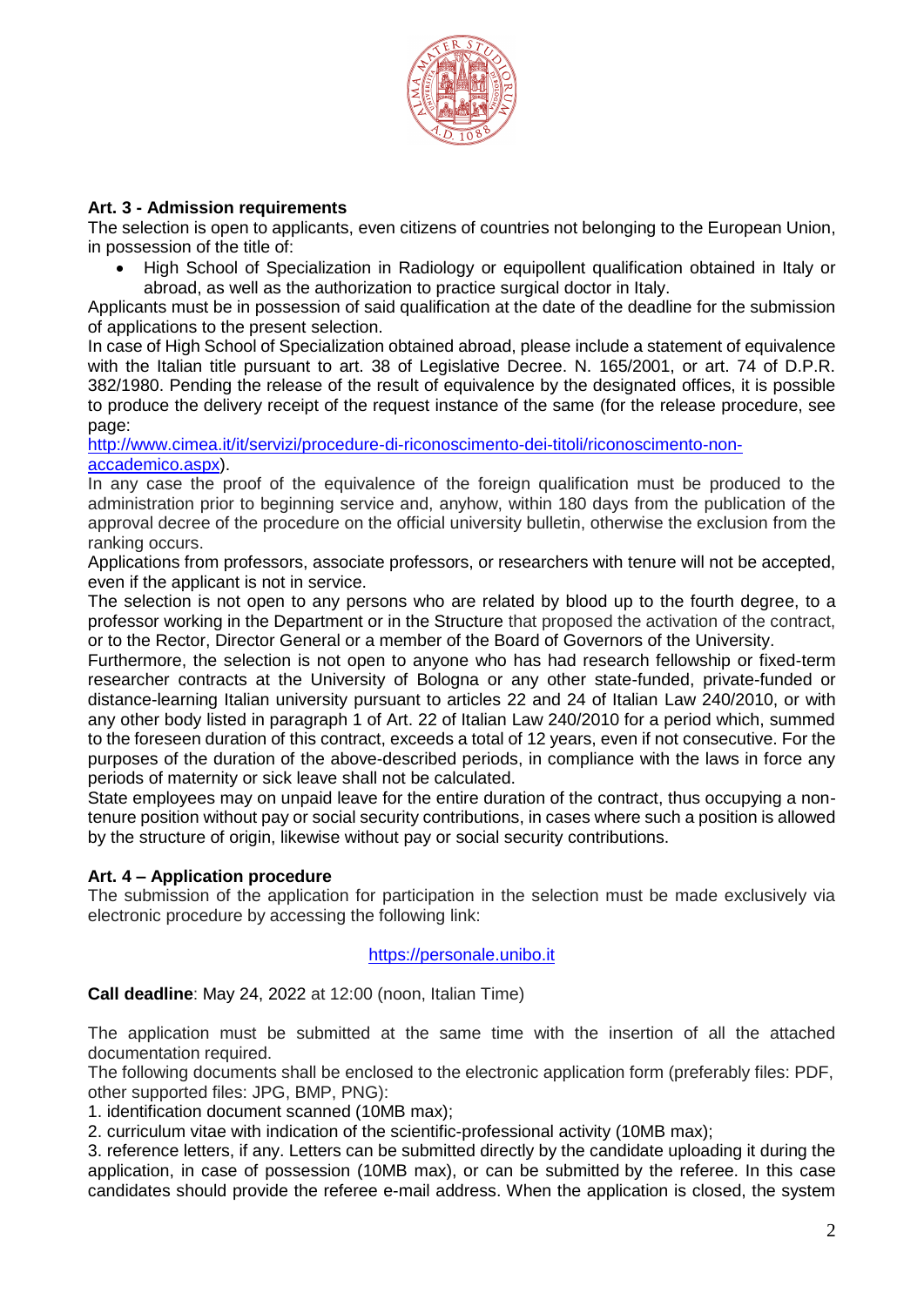### Art. 3 - Admission requirements

The selection is open to applicants, even citizens of countries not belonging to the European Union, in possession of the title of:

- High School of Specialization in Radiology or equipollent qualification obtained in Italy or abroad, as well as the authorization to practice surgical doctor in Italy.

Applicants must be in possession of said qualification at the date of the deadline for the submission of applications to the present selection.

In case of High School of Specialization obtained abroad, please include a statement of equivalence with the Italian title pursuant to art. 38 of Legislative Decree. N. 165/2001, or art. 74 of D.P.R. 382/1980. Pending the release of the result of equivalence by the designated offices, it is possible to produce the delivery receipt of the request instance of the same (for the release procedure, see page: [http://www.cimea.it/it/servizi/procedure-di-riconoscimento-dei-titoli/riconoscimento-non-accademico.aspx](http://www.cimea.it/it/servizi/procedure-di-riconoscimento-dei-titoli/riconoscimento-non-accademico.aspx)).

In any case the proof of the equivalence of the foreign qualification must be produced to the administration prior to beginning service and, anyhow, within 180 days from the publication of the approval decree of the procedure on the official university bulletin, otherwise the exclusion from the ranking occurs.

Applications from professors, associate professors, or researchers with tenure will not be accepted, even if the applicant is not in service.

The selection is not open to any persons who are related by blood up to the fourth degree, to a professor working in the Department or in the Structure that proposed the activation of the contract, or to the Rector, Director General or a member of the Board of Governors of the University.

Furthermore, the selection is not open to anyone who has had research fellowship or fixed-term researcher contracts at the University of Bologna or any other state-funded, private-funded or distance-learning Italian university pursuant to articles 22 and 24 of Italian Law 240/2010, or with any other body listed in paragraph 1 of Art. 22 of Italian Law 240/2010 for a period which, summed to the foreseen duration of this contract, exceeds a total of 12 years, even if not consecutive. For the purposes of the duration of the above-described periods, in compliance with the laws in force any periods of maternity or sick leave shall not be calculated.

State employees may on unpaid leave for the entire duration of the contract, thus occupying a non-tenure position without pay or social security contributions, in cases where such a position is allowed by the structure of origin, likewise without pay or social security contributions.

### Art. 4 – Application procedure

The submission of the application for participation in the selection must be made exclusively via electronic procedure by accessing the following link:

[https://personale.unibo.it](https://personale.unibo.it)

**Call deadline**: May 24, 2022 at 12:00 (noon, Italian Time)

The application must be submitted at the same time with the insertion of all the attached documentation required.

The following documents shall be enclosed to the electronic application form (preferably files: PDF, other supported files: JPG, BMP, PNG):

1. identification document scanned (10MB max);
2. curriculum vitae with indication of the scientific-professional activity (10MB max);
3. reference letters, if any. Letters can be submitted directly by the candidate uploading it during the application, in case of possession (10MB max), or can be submitted by the referee. In this case candidates should provide the referee e-mail address. When the application is closed, the system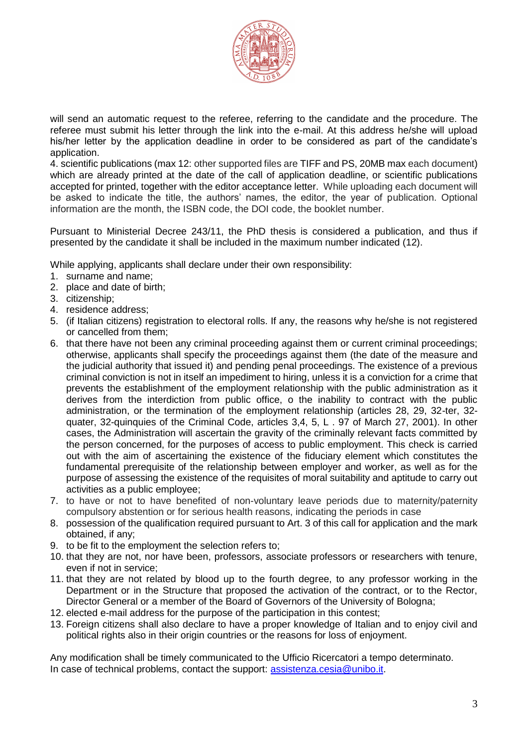will send an automatic request to the referee, referring to the candidate and the procedure. The referee must submit his letter through the link into the e-mail. At this address he/she will upload his/her letter by the application deadline in order to be considered as part of the candidate's application.

4. scientific publications (max 12: other supported files are TIFF and PS, 20MB max each document) which are already printed at the date of the call of application deadline, or scientific publications accepted for printed, together with the editor acceptance letter. While uploading each document will be asked to indicate the title, the authors' names, the editor, the year of publication. Optional information are the month, the ISBN code, the DOI code, the booklet number.

Pursuant to Ministerial Decree 243/11, the PhD thesis is considered a publication, and thus if presented by the candidate it shall be included in the maximum number indicated (12).

While applying, applicants shall declare under their own responsibility:

1. surname and name;
2. place and date of birth;
3. citizenship;
4. residence address;
5. (if Italian citizens) registration to electoral rolls. If any, the reasons why he/she is not registered or cancelled from them;
6. that there have not been any criminal proceeding against them or current criminal proceedings; otherwise, applicants shall specify the proceedings against them (the date of the measure and the judicial authority that issued it) and pending penal proceedings. The existence of a previous criminal conviction is not in itself an impediment to hiring, unless it is a conviction for a crime that prevents the establishment of the employment relationship with the public administration as it derives from the interdiction from public office, o the inability to contract with the public administration, or the termination of the employment relationship (articles 28, 29, 32-ter, 32-quater, 32-quinquies of the Criminal Code, articles 3,4, 5, L . 97 of March 27, 2001). In other cases, the Administration will ascertain the gravity of the criminally relevant facts committed by the person concerned, for the purposes of access to public employment. This check is carried out with the aim of ascertaining the existence of the fiduciary element which constitutes the fundamental prerequisite of the relationship between employer and worker, as well as for the purpose of assessing the existence of the requisites of moral suitability and aptitude to carry out activities as a public employee;
7. to have or not to have benefited of non-voluntary leave periods due to maternity/paternity compulsory abstention or for serious health reasons, indicating the periods in case
8. possession of the qualification required pursuant to Art. 3 of this call for application and the mark obtained, if any;
9. to be fit to the employment the selection refers to;
10. that they are not, nor have been, professors, associate professors or researchers with tenure, even if not in service;
11. that they are not related by blood up to the fourth degree, to any professor working in the Department or in the Structure that proposed the activation of the contract, or to the Rector, Director General or a member of the Board of Governors of the University of Bologna;
12. elected e-mail address for the purpose of the participation in this contest;
13. Foreign citizens shall also declare to have a proper knowledge of Italian and to enjoy civil and political rights also in their origin countries or the reasons for loss of enjoyment.

Any modification shall be timely communicated to the Ufficio Ricercatori a tempo determinato.
In case of technical problems, contact the support: assistenza.cesia@unibo.it.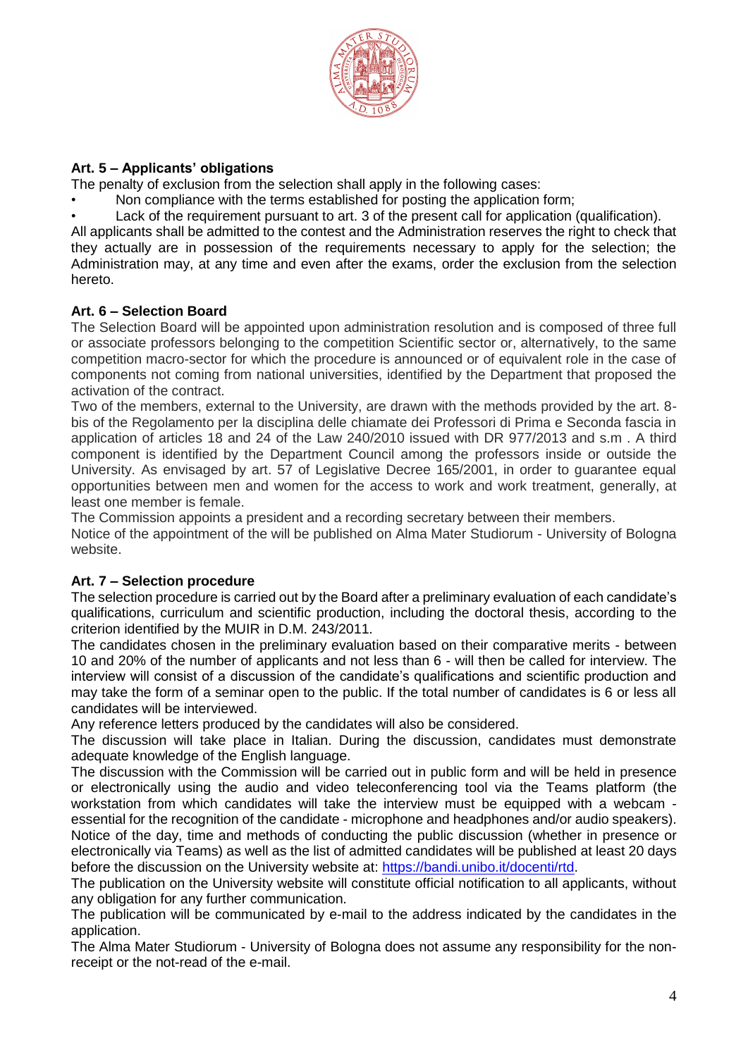**Art. 5 – Applicants' obligations**

The penalty of exclusion from the selection shall apply in the following cases:

- Non compliance with the terms established for posting the application form;
- Lack of the requirement pursuant to art. 3 of the present call for application (qualification).

All applicants shall be admitted to the contest and the Administration reserves the right to check that they actually are in possession of the requirements necessary to apply for the selection; the Administration may, at any time and even after the exams, order the exclusion from the selection hereto.

**Art. 6 – Selection Board**

The Selection Board will be appointed upon administration resolution and is composed of three full or associate professors belonging to the competition Scientific sector or, alternatively, to the same competition macro-sector for which the procedure is announced or of equivalent role in the case of components not coming from national universities, identified by the Department that proposed the activation of the contract.

Two of the members, external to the University, are drawn with the methods provided by the art. 8-bis of the Regolamento per la disciplina delle chiamate dei Professori di Prima e Seconda fascia in application of articles 18 and 24 of the Law 240/2010 issued with DR 977/2013 and s.m . A third component is identified by the Department Council among the professors inside or outside the University. As envisaged by art. 57 of Legislative Decree 165/2001, in order to guarantee equal opportunities between men and women for the access to work and work treatment, generally, at least one member is female.

The Commission appoints a president and a recording secretary between their members.

Notice of the appointment of the will be published on Alma Mater Studiorum - University of Bologna website.

**Art. 7 – Selection procedure**

The selection procedure is carried out by the Board after a preliminary evaluation of each candidate's qualifications, curriculum and scientific production, including the doctoral thesis, according to the criterion identified by the MUIR in D.M. 243/2011.

The candidates chosen in the preliminary evaluation based on their comparative merits - between 10 and 20% of the number of applicants and not less than 6 - will then be called for interview. The interview will consist of a discussion of the candidate's qualifications and scientific production and may take the form of a seminar open to the public. If the total number of candidates is 6 or less all candidates will be interviewed.

Any reference letters produced by the candidates will also be considered.

The discussion will take place in Italian. During the discussion, candidates must demonstrate adequate knowledge of the English language.

The discussion with the Commission will be carried out in public form and will be held in presence or electronically using the audio and video teleconferencing tool via the Teams platform (the workstation from which candidates will take the interview must be equipped with a webcam - essential for the recognition of the candidate - microphone and headphones and/or audio speakers).

Notice of the day, time and methods of conducting the public discussion (whether in presence or electronically via Teams) as well as the list of admitted candidates will be published at least 20 days before the discussion on the University website at: [https://bandi.unibo.it/docenti/rtd](https://bandi.unibo.it/docenti/rtd).

The publication on the University website will constitute official notification to all applicants, without any obligation for any further communication.

The publication will be communicated by e-mail to the address indicated by the candidates in the application.

The Alma Mater Studiorum - University of Bologna does not assume any responsibility for the non-receipt or the not-read of the e-mail.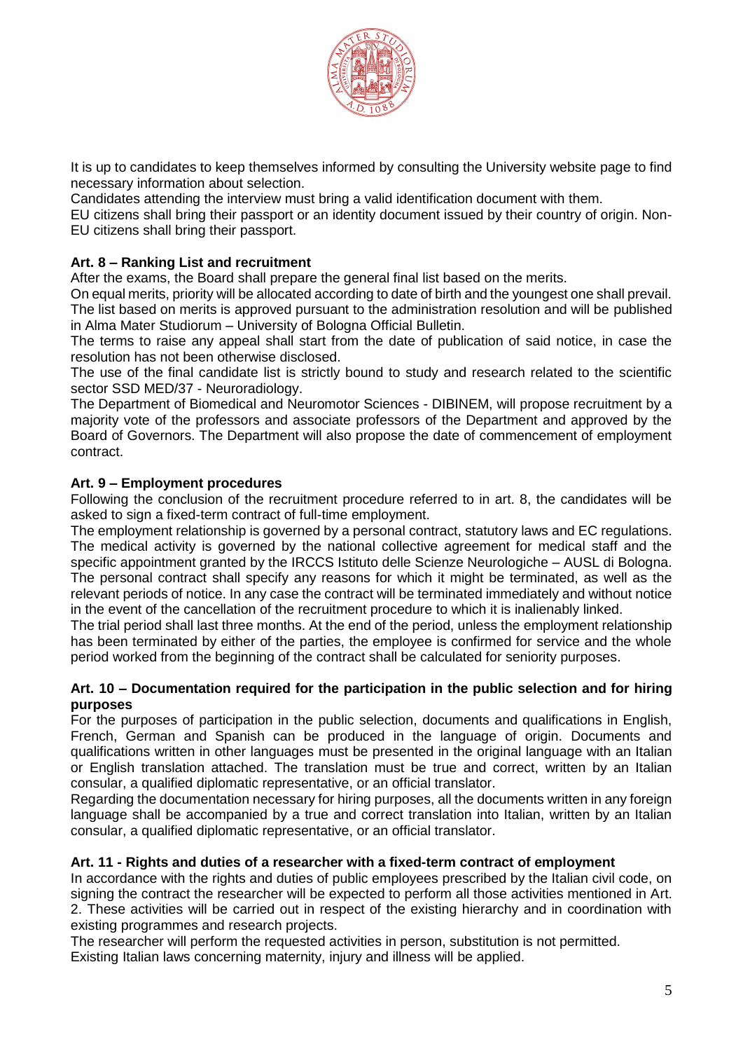It is up to candidates to keep themselves informed by consulting the University website page to find necessary information about selection.

Candidates attending the interview must bring a valid identification document with them.

EU citizens shall bring their passport or an identity document issued by their country of origin. Non-EU citizens shall bring their passport.

**Art. 8 – Ranking List and recruitment**

After the exams, the Board shall prepare the general final list based on the merits.

On equal merits, priority will be allocated according to date of birth and the youngest one shall prevail.

The list based on merits is approved pursuant to the administration resolution and will be published in Alma Mater Studiorum – University of Bologna Official Bulletin.

The terms to raise any appeal shall start from the date of publication of said notice, in case the resolution has not been otherwise disclosed.

The use of the final candidate list is strictly bound to study and research related to the scientific sector SSD MED/37 - Neuroradiology.

The Department of Biomedical and Neuromotor Sciences - DIBINEM, will propose recruitment by a majority vote of the professors and associate professors of the Department and approved by the Board of Governors. The Department will also propose the date of commencement of employment contract.

**Art. 9 – Employment procedures**

Following the conclusion of the recruitment procedure referred to in art. 8, the candidates will be asked to sign a fixed-term contract of full-time employment.

The employment relationship is governed by a personal contract, statutory laws and EC regulations. The medical activity is governed by the national collective agreement for medical staff and the specific appointment granted by the IRCCS Istituto delle Scienze Neurologiche – AUSL di Bologna. The personal contract shall specify any reasons for which it might be terminated, as well as the relevant periods of notice. In any case the contract will be terminated immediately and without notice in the event of the cancellation of the recruitment procedure to which it is inalienably linked.

The trial period shall last three months. At the end of the period, unless the employment relationship has been terminated by either of the parties, the employee is confirmed for service and the whole period worked from the beginning of the contract shall be calculated for seniority purposes.

**Art. 10 – Documentation required for the participation in the public selection and for hiring purposes**

For the purposes of participation in the public selection, documents and qualifications in English, French, German and Spanish can be produced in the language of origin. Documents and qualifications written in other languages must be presented in the original language with an Italian or English translation attached. The translation must be true and correct, written by an Italian consular, a qualified diplomatic representative, or an official translator.

Regarding the documentation necessary for hiring purposes, all the documents written in any foreign language shall be accompanied by a true and correct translation into Italian, written by an Italian consular, a qualified diplomatic representative, or an official translator.

**Art. 11 - Rights and duties of a researcher with a fixed-term contract of employment**

In accordance with the rights and duties of public employees prescribed by the Italian civil code, on signing the contract the researcher will be expected to perform all those activities mentioned in Art. 2. These activities will be carried out in respect of the existing hierarchy and in coordination with existing programmes and research projects.

The researcher will perform the requested activities in person, substitution is not permitted.

Existing Italian laws concerning maternity, injury and illness will be applied.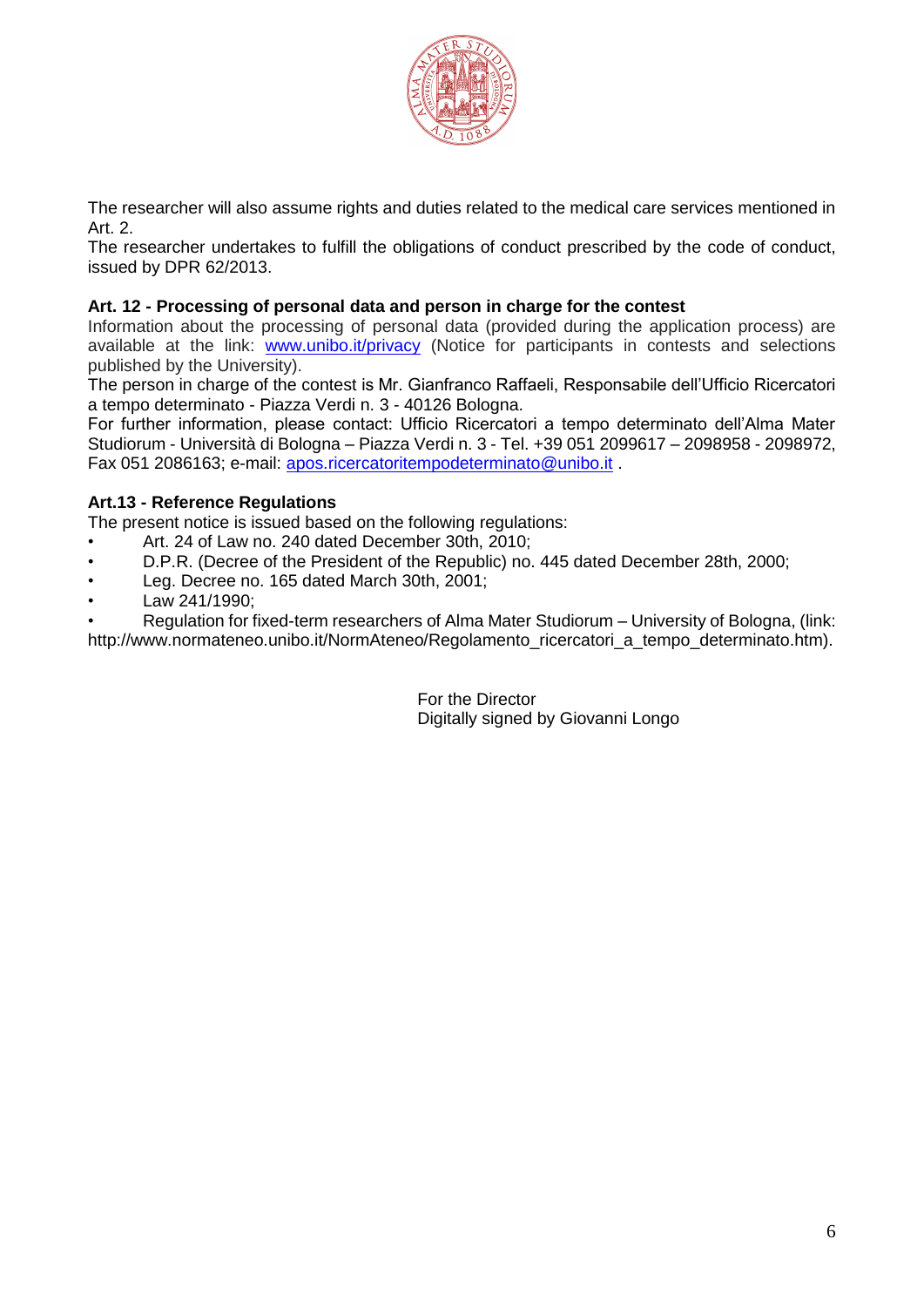The researcher will also assume rights and duties related to the medical care services mentioned in Art. 2.

The researcher undertakes to fulfill the obligations of conduct prescribed by the code of conduct, issued by DPR 62/2013.

**Art. 12 - Processing of personal data and person in charge for the contest**

Information about the processing of personal data (provided during the application process) are available at the link: www.unibo.it/privacy (Notice for participants in contests and selections published by the University).

The person in charge of the contest is Mr. Gianfranco Raffaeli, Responsabile dell'Ufficio Ricercatori a tempo determinato - Piazza Verdi n. 3 - 40126 Bologna.

For further information, please contact: Ufficio Ricercatori a tempo determinato dell'Alma Mater Studiorum - Università di Bologna – Piazza Verdi n. 3 - Tel. +39 051 2099617 – 2098958 - 2098972, Fax 051 2086163; e-mail: apos.ricercatoritempodeterminato@unibo.it .

**Art.13 - Reference Regulations**

The present notice is issued based on the following regulations:

- Art. 24 of Law no. 240 dated December 30th, 2010;
- D.P.R. (Decree of the President of the Republic) no. 445 dated December 28th, 2000;
- Leg. Decree no. 165 dated March 30th, 2001;
- Law 241/1990;
- Regulation for fixed-term researchers of Alma Mater Studiorum – University of Bologna, (link: http://www.normateneo.unibo.it/NormAteneo/Regolamento_ricercatori_a_tempo_determinato.htm).

For the Director
Digitally signed by Giovanni Longo